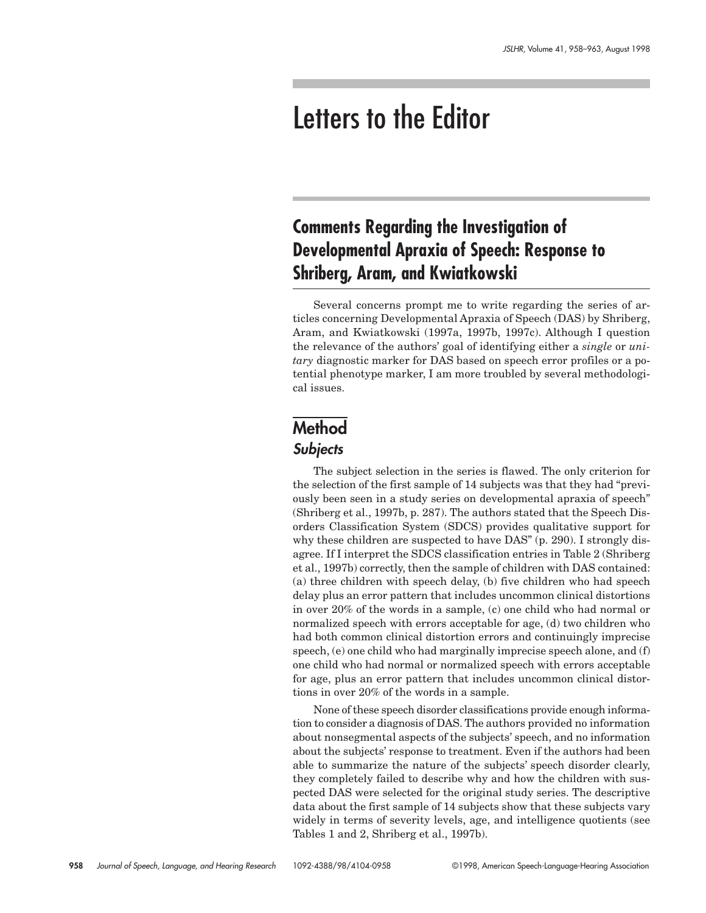# Letters to the Editor

## Comments Regarding the Investigation of Developmental Apraxia of Speech: Response to Shriberg, Aram, and Kwiatkowski

Several concerns prompt me to write regarding the series of articles concerning Developmental Apraxia of Speech (DAS) by Shriberg, Aram, and Kwiatkowski (1997a, 1997b, 1997c). Although I question the relevance of the authors' goal of identifying either a *single* or *unitary* diagnostic marker for DAS based on speech error profiles or a potential phenotype marker, I am more troubled by several methodological issues.

## Method

### Subjects

The subject selection in the series is flawed. The only criterion for the selection of the first sample of 14 subjects was that they had "previously been seen in a study series on developmental apraxia of speech" (Shriberg et al., 1997b, p. 287). The authors stated that the Speech Disorders Classification System (SDCS) provides qualitative support for why these children are suspected to have DAS" (p. 290). I strongly disagree. If I interpret the SDCS classification entries in Table 2 (Shriberg et al., 1997b) correctly, then the sample of children with DAS contained: (a) three children with speech delay, (b) five children who had speech delay plus an error pattern that includes uncommon clinical distortions in over 20% of the words in a sample, (c) one child who had normal or normalized speech with errors acceptable for age, (d) two children who had both common clinical distortion errors and continuingly imprecise speech, (e) one child who had marginally imprecise speech alone, and (f) one child who had normal or normalized speech with errors acceptable for age, plus an error pattern that includes uncommon clinical distortions in over 20% of the words in a sample.

None of these speech disorder classifications provide enough information to consider a diagnosis of DAS. The authors provided no information about nonsegmental aspects of the subjects' speech, and no information about the subjects' response to treatment. Even if the authors had been able to summarize the nature of the subjects' speech disorder clearly, they completely failed to describe why and how the children with suspected DAS were selected for the original study series. The descriptive data about the first sample of 14 subjects show that these subjects vary widely in terms of severity levels, age, and intelligence quotients (see Tables 1 and 2, Shriberg et al., 1997b).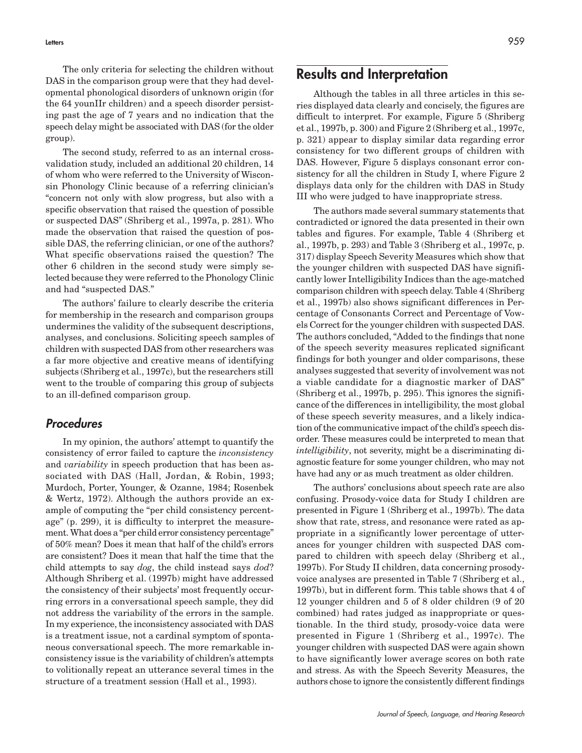The only criteria for selecting the children without DAS in the comparison group were that they had developmental phonological disorders of unknown origin (for the 64 younIIr children) and a speech disorder persisting past the age of 7 years and no indication that the speech delay might be associated with DAS (for the older group).

The second study, referred to as an internal cross-validation study, included an additional 20 children, 14 of whom who were referred to the University of Wisconsin Phonology Clinic because of a referring clinician's "concern not only with slow progress, but also with a specific observation that raised the question of possible or suspected DAS" (Shriberg et al., 1997a, p. 281). Who made the observation that raised the question of possible DAS, the referring clinician, or one of the authors? What specific observations raised the question? The other 6 children in the second study were simply selected because they were referred to the Phonology Clinic and had "suspected DAS."

The authors' failure to clearly describe the criteria for membership in the research and comparison groups undermines the validity of the subsequent descriptions, analyses, and conclusions. Soliciting speech samples of children with suspected DAS from other researchers was a far more objective and creative means of identifying subjects (Shriberg et al., 1997c), but the researchers still went to the trouble of comparing this group of subjects to an ill-defined comparison group.

### *Procedures*

In my opinion, the authors' attempt to quantify the consistency of error failed to capture the *inconsistency* and *variability* in speech production that has been associated with DAS (Hall, Jordan, & Robin, 1993; Murdoch, Porter, Younger, & Ozanne, 1984; Rosenbek & Wertz, 1972). Although the authors provide an example of computing the "per child consistency percentage" (p. 299), it is difficulty to interpret the measurement. What does a "per child error consistency percentage" of 50% mean? Does it mean that half of the child's errors are consistent? Does it mean that half the time that the child attempts to say *dog*, the child instead says *dod*? Although Shriberg et al. (1997b) might have addressed the consistency of their subjects' most frequently occurring errors in a conversational speech sample, they did not address the variability of the errors in the sample. In my experience, the inconsistency associated with DAS is a treatment issue, not a cardinal symptom of spontaneous conversational speech. The more remarkable inconsistency issue is the variability of children's attempts to volitionally repeat an utterance several times in the structure of a treatment session (Hall et al., 1993).

## Results and Interpretation

Although the tables in all three articles in this series displayed data clearly and concisely, the figures are difficult to interpret. For example, Figure 5 (Shriberg et al., 1997b, p. 300) and Figure 2 (Shriberg et al., 1997c, p. 321) appear to display similar data regarding error consistency for two different groups of children with DAS. However, Figure 5 displays consonant error consistency for all the children in Study I, where Figure 2 displays data only for the children with DAS in Study III who were judged to have inappropriate stress.

The authors made several summary statements that contradicted or ignored the data presented in their own tables and figures. For example, Table 4 (Shriberg et al., 1997b, p. 293) and Table 3 (Shriberg et al., 1997c, p. 317) display Speech Severity Measures which show that the younger children with suspected DAS have significantly lower Intelligibility Indices than the age-matched comparison children with speech delay. Table 4 (Shriberg et al., 1997b) also shows significant differences in Percentage of Consonants Correct and Percentage of Vowels Correct for the younger children with suspected DAS. The authors concluded, "Added to the findings that none of the speech severity measures replicated significant findings for both younger and older comparisons, these analyses suggested that severity of involvement was not a viable candidate for a diagnostic marker of DAS" (Shriberg et al., 1997b, p. 295). This ignores the significance of the differences in intelligibility, the most global of these speech severity measures, and a likely indication of the communicative impact of the child's speech disorder. These measures could be interpreted to mean that *intelligibility*, not severity, might be a discriminating diagnostic feature for some younger children, who may not have had any or as much treatment as older children.

The authors' conclusions about speech rate are also confusing. Prosody-voice data for Study I children are presented in Figure 1 (Shriberg et al., 1997b). The data show that rate, stress, and resonance were rated as appropriate in a significantly lower percentage of utterances for younger children with suspected DAS compared to children with speech delay (Shriberg et al., 1997b). For Study II children, data concerning prosody-voice analyses are presented in Table 7 (Shriberg et al., 1997b), but in different form. This table shows that 4 of 12 younger children and 5 of 8 older children (9 of 20 combined) had rates judged as inappropriate or questionable. In the third study, prosody-voice data were presented in Figure 1 (Shriberg et al., 1997c). The younger children with suspected DAS were again shown to have significantly lower average scores on both rate and stress. As with the Speech Severity Measures, the authors chose to ignore the consistently different findings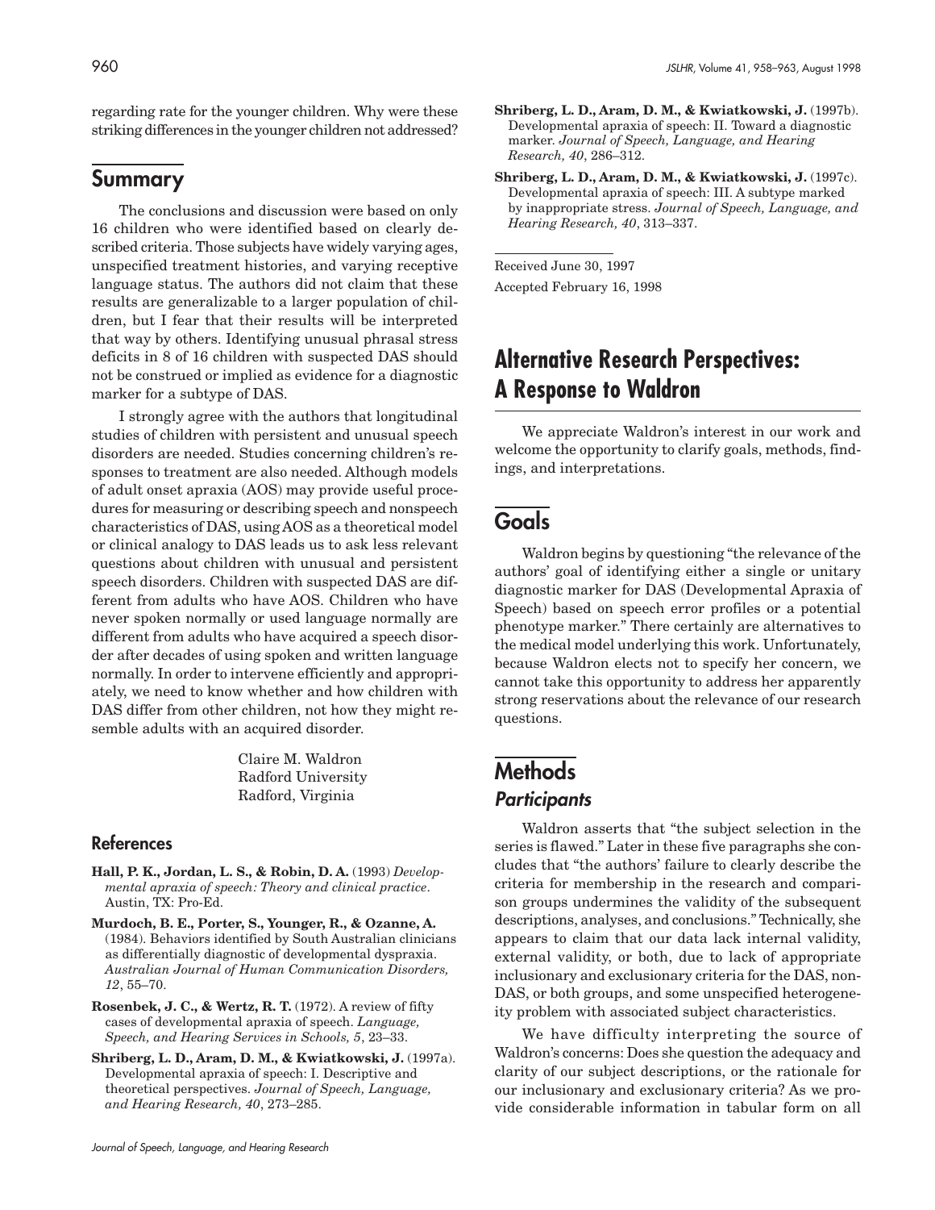regarding rate for the younger children. Why were these striking differences in the younger children not addressed?

## Summary

The conclusions and discussion were based on only 16 children who were identified based on clearly described criteria. Those subjects have widely varying ages, unspecified treatment histories, and varying receptive language status. The authors did not claim that these results are generalizable to a larger population of children, but I fear that their results will be interpreted that way by others. Identifying unusual phrasal stress deficits in 8 of 16 children with suspected DAS should not be construed or implied as evidence for a diagnostic marker for a subtype of DAS.

I strongly agree with the authors that longitudinal studies of children with persistent and unusual speech disorders are needed. Studies concerning children's responses to treatment are also needed. Although models of adult onset apraxia (AOS) may provide useful procedures for measuring or describing speech and nonspeech characteristics of DAS, using AOS as a theoretical model or clinical analogy to DAS leads us to ask less relevant questions about children with unusual and persistent speech disorders. Children with suspected DAS are different from adults who have AOS. Children who have never spoken normally or used language normally are different from adults who have acquired a speech disorder after decades of using spoken and written language normally. In order to intervene efficiently and appropriately, we need to know whether and how children with DAS differ from other children, not how they might resemble adults with an acquired disorder.

Claire M. Waldron
Radford University
Radford, Virginia

### References

**Hall, P. K., Jordan, L. S., & Robin, D. A.** (1993) *Developmental apraxia of speech: Theory and clinical practice*. Austin, TX: Pro-Ed.

**Murdoch, B. E., Porter, S., Younger, R., & Ozanne, A.** (1984). Behaviors identified by South Australian clinicians as differentially diagnostic of developmental dyspraxia. *Australian Journal of Human Communication Disorders, 12*, 55–70.

**Rosenbek, J. C., & Wertz, R. T.** (1972). A review of fifty cases of developmental apraxia of speech. *Language, Speech, and Hearing Services in Schools, 5*, 23–33.

**Shriberg, L. D., Aram, D. M., & Kwiatkowski, J.** (1997a). Developmental apraxia of speech: I. Descriptive and theoretical perspectives. *Journal of Speech, Language, and Hearing Research, 40*, 273–285.

**Shriberg, L. D., Aram, D. M., & Kwiatkowski, J.** (1997b). Developmental apraxia of speech: II. Toward a diagnostic marker. *Journal of Speech, Language, and Hearing Research, 40*, 286–312.

**Shriberg, L. D., Aram, D. M., & Kwiatkowski, J.** (1997c). Developmental apraxia of speech: III. A subtype marked by inappropriate stress. *Journal of Speech, Language, and Hearing Research, 40*, 313–337.

Received June 30, 1997

Accepted February 16, 1998

# Alternative Research Perspectives: A Response to Waldron

We appreciate Waldron's interest in our work and welcome the opportunity to clarify goals, methods, findings, and interpretations.

## Goals

Waldron begins by questioning "the relevance of the authors' goal of identifying either a single or unitary diagnostic marker for DAS (Developmental Apraxia of Speech) based on speech error profiles or a potential phenotype marker." There certainly are alternatives to the medical model underlying this work. Unfortunately, because Waldron elects not to specify her concern, we cannot take this opportunity to address her apparently strong reservations about the relevance of our research questions.

## Methods

### *Participants*

Waldron asserts that "the subject selection in the series is flawed." Later in these five paragraphs she concludes that "the authors' failure to clearly describe the criteria for membership in the research and comparison groups undermines the validity of the subsequent descriptions, analyses, and conclusions." Technically, she appears to claim that our data lack internal validity, external validity, or both, due to lack of appropriate inclusionary and exclusionary criteria for the DAS, non-DAS, or both groups, and some unspecified heterogeneity problem with associated subject characteristics.

We have difficulty interpreting the source of Waldron's concerns: Does she question the adequacy and clarity of our subject descriptions, or the rationale for our inclusionary and exclusionary criteria? As we provide considerable information in tabular form on all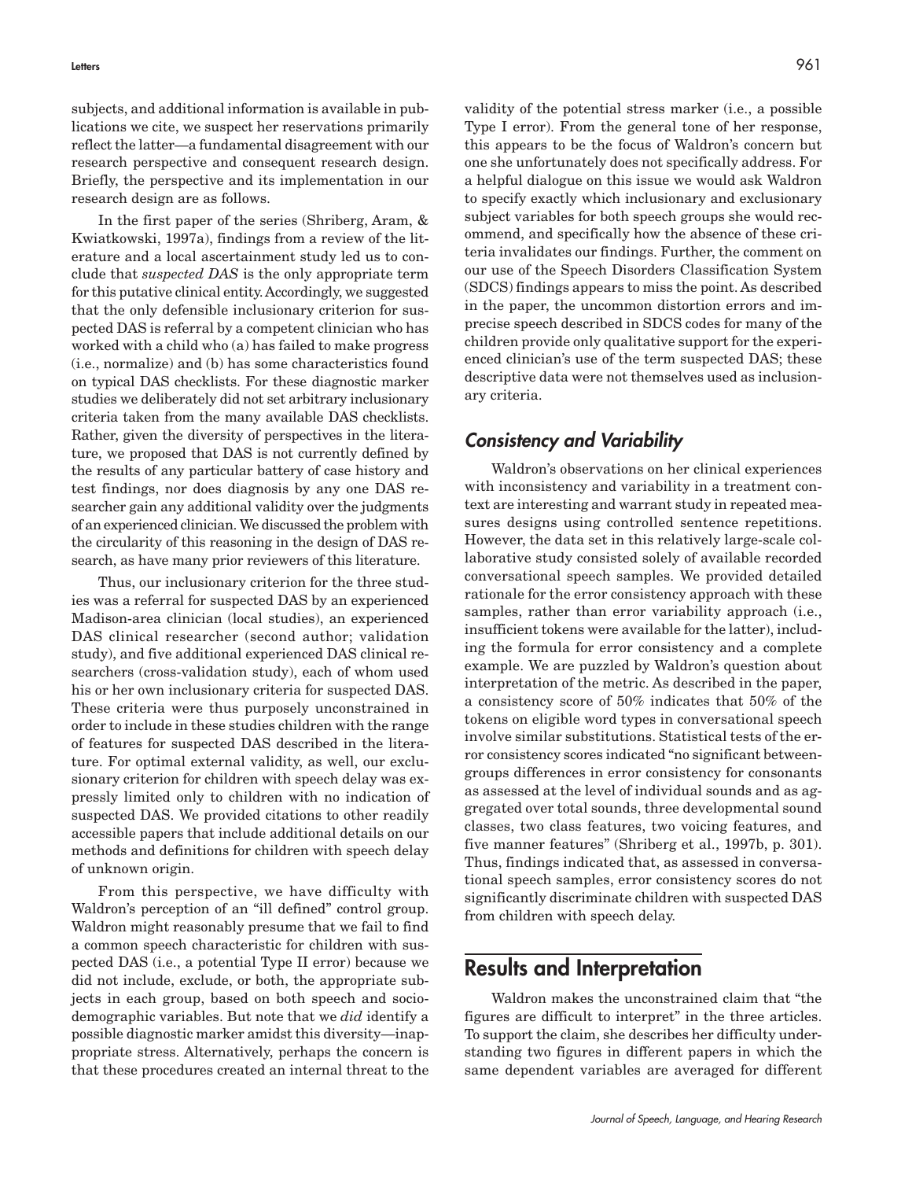subjects, and additional information is available in publications we cite, we suspect her reservations primarily reflect the latter—a fundamental disagreement with our research perspective and consequent research design. Briefly, the perspective and its implementation in our research design are as follows.

In the first paper of the series (Shriberg, Aram, & Kwiatkowski, 1997a), findings from a review of the literature and a local ascertainment study led us to conclude that *suspected DAS* is the only appropriate term for this putative clinical entity. Accordingly, we suggested that the only defensible inclusionary criterion for suspected DAS is referral by a competent clinician who has worked with a child who (a) has failed to make progress (i.e., normalize) and (b) has some characteristics found on typical DAS checklists. For these diagnostic marker studies we deliberately did not set arbitrary inclusionary criteria taken from the many available DAS checklists. Rather, given the diversity of perspectives in the literature, we proposed that DAS is not currently defined by the results of any particular battery of case history and test findings, nor does diagnosis by any one DAS researcher gain any additional validity over the judgments of an experienced clinician. We discussed the problem with the circularity of this reasoning in the design of DAS research, as have many prior reviewers of this literature.

Thus, our inclusionary criterion for the three studies was a referral for suspected DAS by an experienced Madison-area clinician (local studies), an experienced DAS clinical researcher (second author; validation study), and five additional experienced DAS clinical researchers (cross-validation study), each of whom used his or her own inclusionary criteria for suspected DAS. These criteria were thus purposely unconstrained in order to include in these studies children with the range of features for suspected DAS described in the literature. For optimal external validity, as well, our exclusionary criterion for children with speech delay was expressly limited only to children with no indication of suspected DAS. We provided citations to other readily accessible papers that include additional details on our methods and definitions for children with speech delay of unknown origin.

From this perspective, we have difficulty with Waldron's perception of an "ill defined" control group. Waldron might reasonably presume that we fail to find a common speech characteristic for children with suspected DAS (i.e., a potential Type II error) because we did not include, exclude, or both, the appropriate subjects in each group, based on both speech and sociodemographic variables. But note that we *did* identify a possible diagnostic marker amidst this diversity—inappropriate stress. Alternatively, perhaps the concern is that these procedures created an internal threat to the validity of the potential stress marker (i.e., a possible Type I error). From the general tone of her response, this appears to be the focus of Waldron's concern but one she unfortunately does not specifically address. For a helpful dialogue on this issue we would ask Waldron to specify exactly which inclusionary and exclusionary subject variables for both speech groups she would recommend, and specifically how the absence of these criteria invalidates our findings. Further, the comment on our use of the Speech Disorders Classification System (SDCS) findings appears to miss the point. As described in the paper, the uncommon distortion errors and imprecise speech described in SDCS codes for many of the children provide only qualitative support for the experienced clinician's use of the term suspected DAS; these descriptive data were not themselves used as inclusionary criteria.

### Consistency and Variability

Waldron's observations on her clinical experiences with inconsistency and variability in a treatment context are interesting and warrant study in repeated measures designs using controlled sentence repetitions. However, the data set in this relatively large-scale collaborative study consisted solely of available recorded conversational speech samples. We provided detailed rationale for the error consistency approach with these samples, rather than error variability approach (i.e., insufficient tokens were available for the latter), including the formula for error consistency and a complete example. We are puzzled by Waldron's question about interpretation of the metric. As described in the paper, a consistency score of 50% indicates that 50% of the tokens on eligible word types in conversational speech involve similar substitutions. Statistical tests of the error consistency scores indicated "no significant between-groups differences in error consistency for consonants as assessed at the level of individual sounds and as aggregated over total sounds, three developmental sound classes, two class features, two voicing features, and five manner features" (Shriberg et al., 1997b, p. 301). Thus, findings indicated that, as assessed in conversational speech samples, error consistency scores do not significantly discriminate children with suspected DAS from children with speech delay.

## Results and Interpretation

Waldron makes the unconstrained claim that "the figures are difficult to interpret" in the three articles. To support the claim, she describes her difficulty understanding two figures in different papers in which the same dependent variables are averaged for different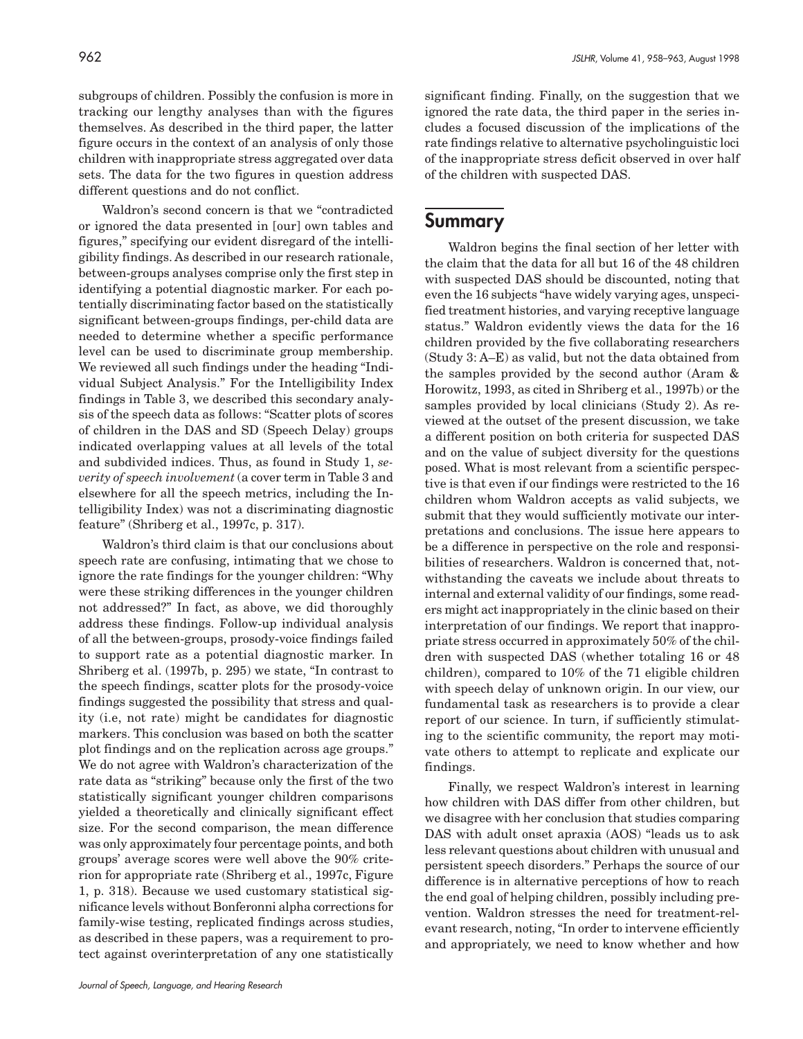subgroups of children. Possibly the confusion is more in tracking our lengthy analyses than with the figures themselves. As described in the third paper, the latter figure occurs in the context of an analysis of only those children with inappropriate stress aggregated over data sets. The data for the two figures in question address different questions and do not conflict.

Waldron's second concern is that we "contradicted or ignored the data presented in [our] own tables and figures," specifying our evident disregard of the intelligibility findings. As described in our research rationale, between-groups analyses comprise only the first step in identifying a potential diagnostic marker. For each potentially discriminating factor based on the statistically significant between-groups findings, per-child data are needed to determine whether a specific performance level can be used to discriminate group membership. We reviewed all such findings under the heading "Individual Subject Analysis." For the Intelligibility Index findings in Table 3, we described this secondary analysis of the speech data as follows: "Scatter plots of scores of children in the DAS and SD (Speech Delay) groups indicated overlapping values at all levels of the total and subdivided indices. Thus, as found in Study 1, *severity of speech involvement* (a cover term in Table 3 and elsewhere for all the speech metrics, including the Intelligibility Index) was not a discriminating diagnostic feature" (Shriberg et al., 1997c, p. 317).

Waldron's third claim is that our conclusions about speech rate are confusing, intimating that we chose to ignore the rate findings for the younger children: "Why were these striking differences in the younger children not addressed?" In fact, as above, we did thoroughly address these findings. Follow-up individual analysis of all the between-groups, prosody-voice findings failed to support rate as a potential diagnostic marker. In Shriberg et al. (1997b, p. 295) we state, "In contrast to the speech findings, scatter plots for the prosody-voice findings suggested the possibility that stress and quality (i.e, not rate) might be candidates for diagnostic markers. This conclusion was based on both the scatter plot findings and on the replication across age groups." We do not agree with Waldron's characterization of the rate data as "striking" because only the first of the two statistically significant younger children comparisons yielded a theoretically and clinically significant effect size. For the second comparison, the mean difference was only approximately four percentage points, and both groups' average scores were well above the 90% criterion for appropriate rate (Shriberg et al., 1997c, Figure 1, p. 318). Because we used customary statistical significance levels without Bonferonni alpha corrections for family-wise testing, replicated findings across studies, as described in these papers, was a requirement to protect against overinterpretation of any one statistically significant finding. Finally, on the suggestion that we ignored the rate data, the third paper in the series includes a focused discussion of the implications of the rate findings relative to alternative psycholinguistic loci of the inappropriate stress deficit observed in over half of the children with suspected DAS.

## Summary

Waldron begins the final section of her letter with the claim that the data for all but 16 of the 48 children with suspected DAS should be discounted, noting that even the 16 subjects "have widely varying ages, unspecified treatment histories, and varying receptive language status." Waldron evidently views the data for the 16 children provided by the five collaborating researchers (Study 3: A–E) as valid, but not the data obtained from the samples provided by the second author (Aram & Horowitz, 1993, as cited in Shriberg et al., 1997b) or the samples provided by local clinicians (Study 2). As reviewed at the outset of the present discussion, we take a different position on both criteria for suspected DAS and on the value of subject diversity for the questions posed. What is most relevant from a scientific perspective is that even if our findings were restricted to the 16 children whom Waldron accepts as valid subjects, we submit that they would sufficiently motivate our interpretations and conclusions. The issue here appears to be a difference in perspective on the role and responsibilities of researchers. Waldron is concerned that, notwithstanding the caveats we include about threats to internal and external validity of our findings, some readers might act inappropriately in the clinic based on their interpretation of our findings. We report that inappropriate stress occurred in approximately 50% of the children with suspected DAS (whether totaling 16 or 48 children), compared to 10% of the 71 eligible children with speech delay of unknown origin. In our view, our fundamental task as researchers is to provide a clear report of our science. In turn, if sufficiently stimulating to the scientific community, the report may motivate others to attempt to replicate and explicate our findings.

Finally, we respect Waldron's interest in learning how children with DAS differ from other children, but we disagree with her conclusion that studies comparing DAS with adult onset apraxia (AOS) "leads us to ask less relevant questions about children with unusual and persistent speech disorders." Perhaps the source of our difference is in alternative perceptions of how to reach the end goal of helping children, possibly including prevention. Waldron stresses the need for treatment-relevant research, noting, "In order to intervene efficiently and appropriately, we need to know whether and how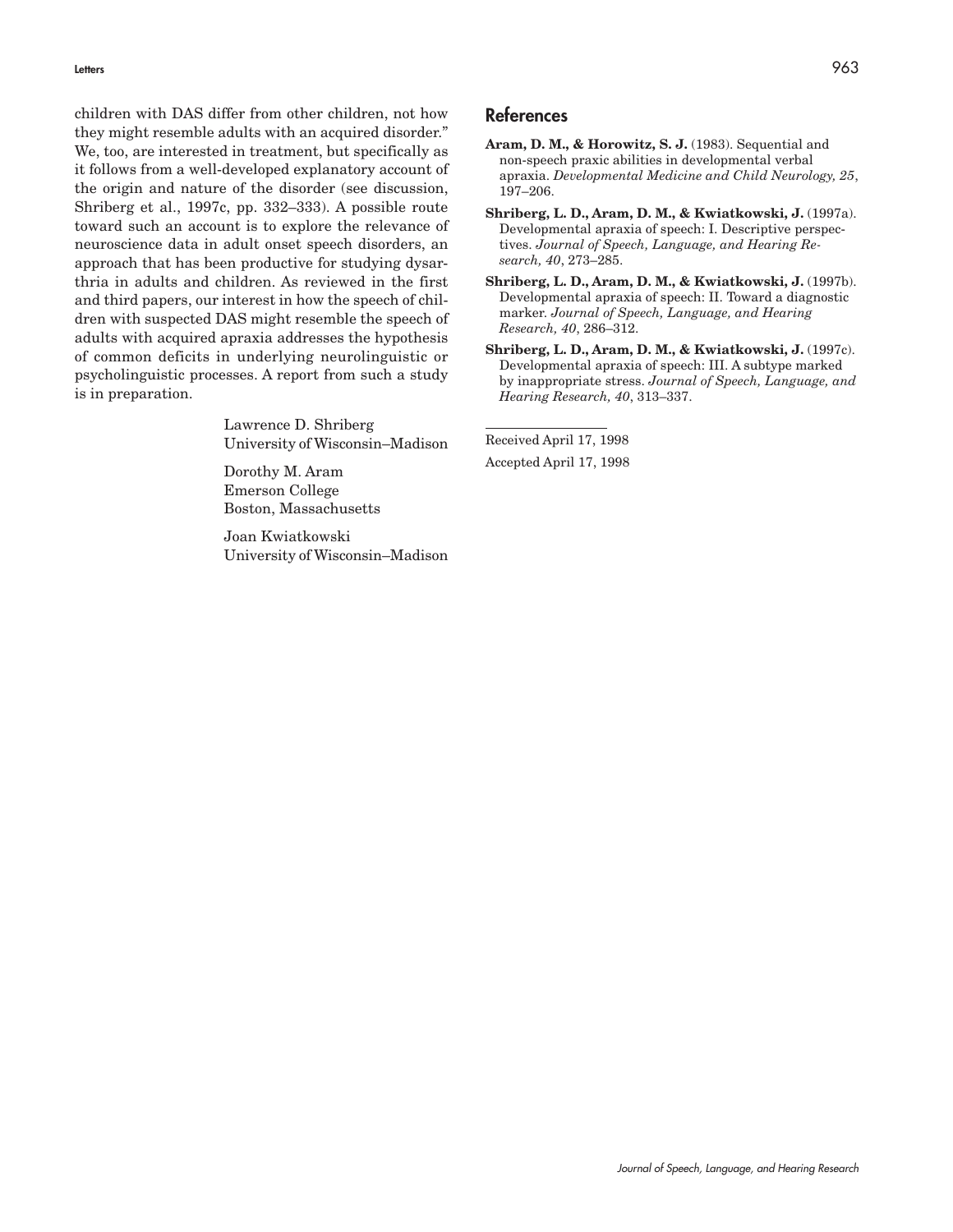children with DAS differ from other children, not how they might resemble adults with an acquired disorder." We, too, are interested in treatment, but specifically as it follows from a well-developed explanatory account of the origin and nature of the disorder (see discussion, Shriberg et al., 1997c, pp. 332–333). A possible route toward such an account is to explore the relevance of neuroscience data in adult onset speech disorders, an approach that has been productive for studying dysarthria in adults and children. As reviewed in the first and third papers, our interest in how the speech of children with suspected DAS might resemble the speech of adults with acquired apraxia addresses the hypothesis of common deficits in underlying neurolinguistic or psycholinguistic processes. A report from such a study is in preparation.

Lawrence D. Shriberg
University of Wisconsin–Madison

Dorothy M. Aram
Emerson College
Boston, Massachusetts

Joan Kwiatkowski
University of Wisconsin–Madison

## References

**Aram, D. M., & Horowitz, S. J.** (1983). Sequential and non-speech praxic abilities in developmental verbal apraxia. *Developmental Medicine and Child Neurology, 25*, 197–206.

**Shriberg, L. D., Aram, D. M., & Kwiatkowski, J.** (1997a). Developmental apraxia of speech: I. Descriptive perspectives. *Journal of Speech, Language, and Hearing Research, 40*, 273–285.

**Shriberg, L. D., Aram, D. M., & Kwiatkowski, J.** (1997b). Developmental apraxia of speech: II. Toward a diagnostic marker. *Journal of Speech, Language, and Hearing Research, 40*, 286–312.

**Shriberg, L. D., Aram, D. M., & Kwiatkowski, J.** (1997c). Developmental apraxia of speech: III. A subtype marked by inappropriate stress. *Journal of Speech, Language, and Hearing Research, 40*, 313–337.

Received April 17, 1998

Accepted April 17, 1998